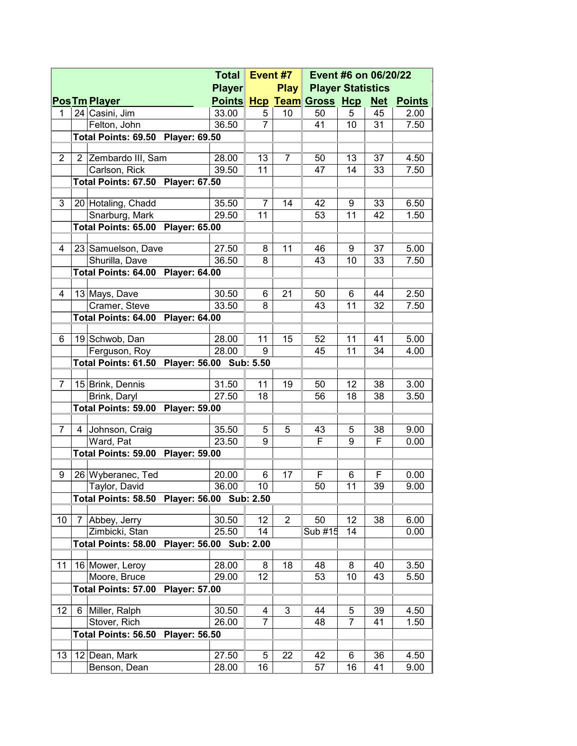| Pos | Tm | Player | Total Player Points | Event #7 Hcp | Play Team | Event #6 on 06/20/22 Player Statistics Gross | Hcp | Net | Points |
|---|---|---|---|---|---|---|---|---|---|
| 1 | 24 | Casini, Jim | 33.00 | 5 | 10 | 50 | 5 | 45 | 2.00 |
| | | Felton, John | 36.50 | 7 | | 41 | 10 | 31 | 7.50 |
| | Total Points: 69.50 Player: 69.50 | | | | | | | | |
| 2 | 2 | Zembardo III, Sam | 28.00 | 13 | 7 | 50 | 13 | 37 | 4.50 |
| | | Carlson, Rick | 39.50 | 11 | | 47 | 14 | 33 | 7.50 |
| | Total Points: 67.50 Player: 67.50 | | | | | | | | |
| 3 | 20 | Hotaling, Chadd | 35.50 | 7 | 14 | 42 | 9 | 33 | 6.50 |
| | | Snarburg, Mark | 29.50 | 11 | | 53 | 11 | 42 | 1.50 |
| | Total Points: 65.00 Player: 65.00 | | | | | | | | |
| 4 | 23 | Samuelson, Dave | 27.50 | 8 | 11 | 46 | 9 | 37 | 5.00 |
| | | Shurilla, Dave | 36.50 | 8 | | 43 | 10 | 33 | 7.50 |
| | Total Points: 64.00 Player: 64.00 | | | | | | | | |
| 4 | 13 | Mays, Dave | 30.50 | 6 | 21 | 50 | 6 | 44 | 2.50 |
| | | Cramer, Steve | 33.50 | 8 | | 43 | 11 | 32 | 7.50 |
| | Total Points: 64.00 Player: 64.00 | | | | | | | | |
| 6 | 19 | Schwob, Dan | 28.00 | 11 | 15 | 52 | 11 | 41 | 5.00 |
| | | Ferguson, Roy | 28.00 | 9 | | 45 | 11 | 34 | 4.00 |
| | Total Points: 61.50 Player: 56.00 Sub: 5.50 | | | | | | | | |
| 7 | 15 | Brink, Dennis | 31.50 | 11 | 19 | 50 | 12 | 38 | 3.00 |
| | | Brink, Daryl | 27.50 | 18 | | 56 | 18 | 38 | 3.50 |
| | Total Points: 59.00 Player: 59.00 | | | | | | | | |
| 7 | 4 | Johnson, Craig | 35.50 | 5 | 5 | 43 | 5 | 38 | 9.00 |
| | | Ward, Pat | 23.50 | 9 | | F | 9 | F | 0.00 |
| | Total Points: 59.00 Player: 59.00 | | | | | | | | |
| 9 | 26 | Wyberanec, Ted | 20.00 | 6 | 17 | F | 6 | F | 0.00 |
| | | Taylor, David | 36.00 | 10 | | 50 | 11 | 39 | 9.00 |
| | Total Points: 58.50 Player: 56.00 Sub: 2.50 | | | | | | | | |
| 10 | 7 | Abbey, Jerry | 30.50 | 12 | 2 | 50 | 12 | 38 | 6.00 |
| | | Zimbicki, Stan | 25.50 | 14 | | Sub #15 | 14 | | 0.00 |
| | Total Points: 58.00 Player: 56.00 Sub: 2.00 | | | | | | | | |
| 11 | 16 | Mower, Leroy | 28.00 | 8 | 18 | 48 | 8 | 40 | 3.50 |
| | | Moore, Bruce | 29.00 | 12 | | 53 | 10 | 43 | 5.50 |
| | Total Points: 57.00 Player: 57.00 | | | | | | | | |
| 12 | 6 | Miller, Ralph | 30.50 | 4 | 3 | 44 | 5 | 39 | 4.50 |
| | | Stover, Rich | 26.00 | 7 | | 48 | 7 | 41 | 1.50 |
| | Total Points: 56.50 Player: 56.50 | | | | | | | | |
| 13 | 12 | Dean, Mark | 27.50 | 5 | 22 | 42 | 6 | 36 | 4.50 |
| | | Benson, Dean | 28.00 | 16 | | 57 | 16 | 41 | 9.00 |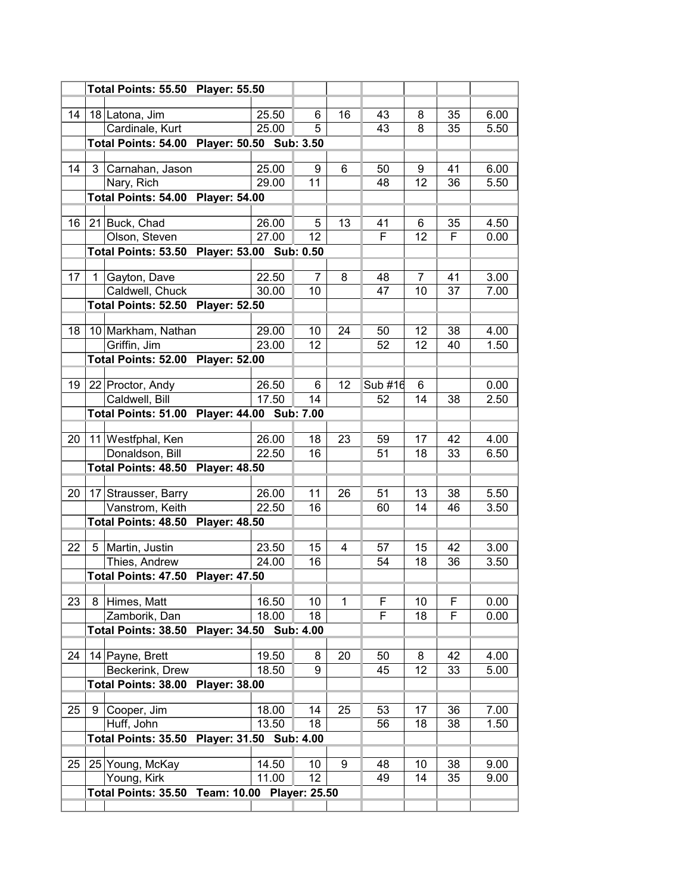| | | | | | | | | | |
|---|---|---|---|---|---|---|---|---|---|
| | Total Points: 55.50 Player: 55.50 | | | | | | | | |
| | | | | | | | | | |
| 14 | 18 | Latona, Jim | 25.50 | 6 | 16 | 43 | 8 | 35 | 6.00 |
| | | Cardinale, Kurt | 25.00 | 5 | | 43 | 8 | 35 | 5.50 |
| | Total Points: 54.00 Player: 50.50 Sub: 3.50 | | | | | | | | |
| | | | | | | | | | |
| 14 | 3 | Carnahan, Jason | 25.00 | 9 | 6 | 50 | 9 | 41 | 6.00 |
| | | Nary, Rich | 29.00 | 11 | | 48 | 12 | 36 | 5.50 |
| | Total Points: 54.00 Player: 54.00 | | | | | | | | |
| | | | | | | | | | |
| 16 | 21 | Buck, Chad | 26.00 | 5 | 13 | 41 | 6 | 35 | 4.50 |
| | | Olson, Steven | 27.00 | 12 | | F | 12 | F | 0.00 |
| | Total Points: 53.50 Player: 53.00 Sub: 0.50 | | | | | | | | |
| | | | | | | | | | |
| 17 | 1 | Gayton, Dave | 22.50 | 7 | 8 | 48 | 7 | 41 | 3.00 |
| | | Caldwell, Chuck | 30.00 | 10 | | 47 | 10 | 37 | 7.00 |
| | Total Points: 52.50 Player: 52.50 | | | | | | | | |
| | | | | | | | | | |
| 18 | 10 | Markham, Nathan | 29.00 | 10 | 24 | 50 | 12 | 38 | 4.00 |
| | | Griffin, Jim | 23.00 | 12 | | 52 | 12 | 40 | 1.50 |
| | Total Points: 52.00 Player: 52.00 | | | | | | | | |
| | | | | | | | | | |
| 19 | 22 | Proctor, Andy | 26.50 | 6 | 12 | Sub #16 | 6 | | 0.00 |
| | | Caldwell, Bill | 17.50 | 14 | | 52 | 14 | 38 | 2.50 |
| | Total Points: 51.00 Player: 44.00 Sub: 7.00 | | | | | | | | |
| | | | | | | | | | |
| 20 | 11 | Westfphal, Ken | 26.00 | 18 | 23 | 59 | 17 | 42 | 4.00 |
| | | Donaldson, Bill | 22.50 | 16 | | 51 | 18 | 33 | 6.50 |
| | Total Points: 48.50 Player: 48.50 | | | | | | | | |
| | | | | | | | | | |
| 20 | 17 | Strausser, Barry | 26.00 | 11 | 26 | 51 | 13 | 38 | 5.50 |
| | | Vanstrom, Keith | 22.50 | 16 | | 60 | 14 | 46 | 3.50 |
| | Total Points: 48.50 Player: 48.50 | | | | | | | | |
| | | | | | | | | | |
| 22 | 5 | Martin, Justin | 23.50 | 15 | 4 | 57 | 15 | 42 | 3.00 |
| | | Thies, Andrew | 24.00 | 16 | | 54 | 18 | 36 | 3.50 |
| | Total Points: 47.50 Player: 47.50 | | | | | | | | |
| | | | | | | | | | |
| 23 | 8 | Himes, Matt | 16.50 | 10 | 1 | F | 10 | F | 0.00 |
| | | Zamborik, Dan | 18.00 | 18 | | F | 18 | F | 0.00 |
| | Total Points: 38.50 Player: 34.50 Sub: 4.00 | | | | | | | | |
| | | | | | | | | | |
| 24 | 14 | Payne, Brett | 19.50 | 8 | 20 | 50 | 8 | 42 | 4.00 |
| | | Beckerink, Drew | 18.50 | 9 | | 45 | 12 | 33 | 5.00 |
| | Total Points: 38.00 Player: 38.00 | | | | | | | | |
| | | | | | | | | | |
| 25 | 9 | Cooper, Jim | 18.00 | 14 | 25 | 53 | 17 | 36 | 7.00 |
| | | Huff, John | 13.50 | 18 | | 56 | 18 | 38 | 1.50 |
| | Total Points: 35.50 Player: 31.50 Sub: 4.00 | | | | | | | | |
| | | | | | | | | | |
| 25 | 25 | Young, McKay | 14.50 | 10 | 9 | 48 | 10 | 38 | 9.00 |
| | | Young, Kirk | 11.00 | 12 | | 49 | 14 | 35 | 9.00 |
| | Total Points: 35.50 Team: 10.00 Player: 25.50 | | | | | | | | |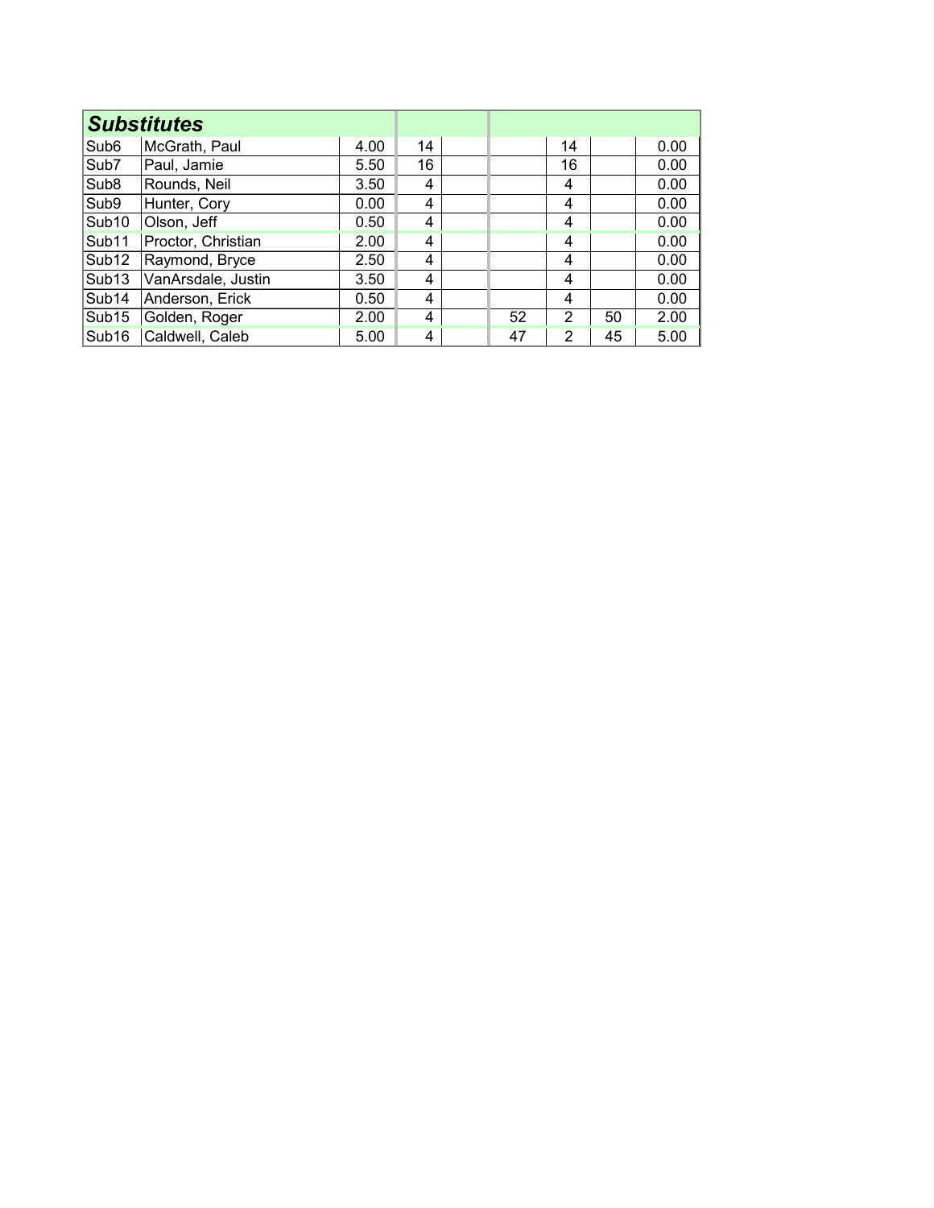| Substitutes | | | | | | | | |
|---|---|---|---|---|---|---|---|---|
| Sub6 | McGrath, Paul | 4.00 | 14 | | | 14 | | 0.00 |
| Sub7 | Paul, Jamie | 5.50 | 16 | | | 16 | | 0.00 |
| Sub8 | Rounds, Neil | 3.50 | 4 | | | 4 | | 0.00 |
| Sub9 | Hunter, Cory | 0.00 | 4 | | | 4 | | 0.00 |
| Sub10 | Olson, Jeff | 0.50 | 4 | | | 4 | | 0.00 |
| Sub11 | Proctor, Christian | 2.00 | 4 | | | 4 | | 0.00 |
| Sub12 | Raymond, Bryce | 2.50 | 4 | | | 4 | | 0.00 |
| Sub13 | VanArsdale, Justin | 3.50 | 4 | | | 4 | | 0.00 |
| Sub14 | Anderson, Erick | 0.50 | 4 | | | 4 | | 0.00 |
| Sub15 | Golden, Roger | 2.00 | 4 | | 52 | 2 | 50 | 2.00 |
| Sub16 | Caldwell, Caleb | 5.00 | 4 | | 47 | 2 | 45 | 5.00 |